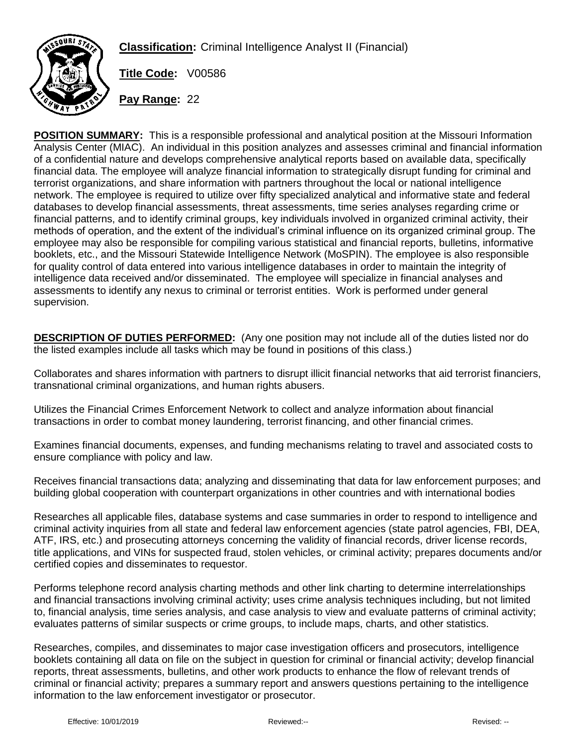**Classification:** Criminal Intelligence Analyst II (Financial)

**Title Code:** V00586

**Pay Range:** 22

**POSITION SUMMARY:** This is a responsible professional and analytical position at the Missouri Information Analysis Center (MIAC). An individual in this position analyzes and assesses criminal and financial information of a confidential nature and develops comprehensive analytical reports based on available data, specifically financial data. The employee will analyze financial information to strategically disrupt funding for criminal and terrorist organizations, and share information with partners throughout the local or national intelligence network. The employee is required to utilize over fifty specialized analytical and informative state and federal databases to develop financial assessments, threat assessments, time series analyses regarding crime or financial patterns, and to identify criminal groups, key individuals involved in organized criminal activity, their methods of operation, and the extent of the individual's criminal influence on its organized criminal group. The employee may also be responsible for compiling various statistical and financial reports, bulletins, informative booklets, etc., and the Missouri Statewide Intelligence Network (MoSPIN). The employee is also responsible for quality control of data entered into various intelligence databases in order to maintain the integrity of intelligence data received and/or disseminated. The employee will specialize in financial analyses and assessments to identify any nexus to criminal or terrorist entities. Work is performed under general supervision.

**DESCRIPTION OF DUTIES PERFORMED:** (Any one position may not include all of the duties listed nor do the listed examples include all tasks which may be found in positions of this class.)

Collaborates and shares information with partners to disrupt illicit financial networks that aid terrorist financiers, transnational criminal organizations, and human rights abusers.

Utilizes the Financial Crimes Enforcement Network to collect and analyze information about financial transactions in order to combat money laundering, terrorist financing, and other financial crimes.

Examines financial documents, expenses, and funding mechanisms relating to travel and associated costs to ensure compliance with policy and law.

Receives financial transactions data; analyzing and disseminating that data for law enforcement purposes; and building global cooperation with counterpart organizations in other countries and with international bodies

Researches all applicable files, database systems and case summaries in order to respond to intelligence and criminal activity inquiries from all state and federal law enforcement agencies (state patrol agencies, FBI, DEA, ATF, IRS, etc.) and prosecuting attorneys concerning the validity of financial records, driver license records, title applications, and VINs for suspected fraud, stolen vehicles, or criminal activity; prepares documents and/or certified copies and disseminates to requestor.

Performs telephone record analysis charting methods and other link charting to determine interrelationships and financial transactions involving criminal activity; uses crime analysis techniques including, but not limited to, financial analysis, time series analysis, and case analysis to view and evaluate patterns of criminal activity; evaluates patterns of similar suspects or crime groups, to include maps, charts, and other statistics.

Researches, compiles, and disseminates to major case investigation officers and prosecutors, intelligence booklets containing all data on file on the subject in question for criminal or financial activity; develop financial reports, threat assessments, bulletins, and other work products to enhance the flow of relevant trends of criminal or financial activity; prepares a summary report and answers questions pertaining to the intelligence information to the law enforcement investigator or prosecutor.

Effective: 10/01/2019 Reviewed:-- Revised: --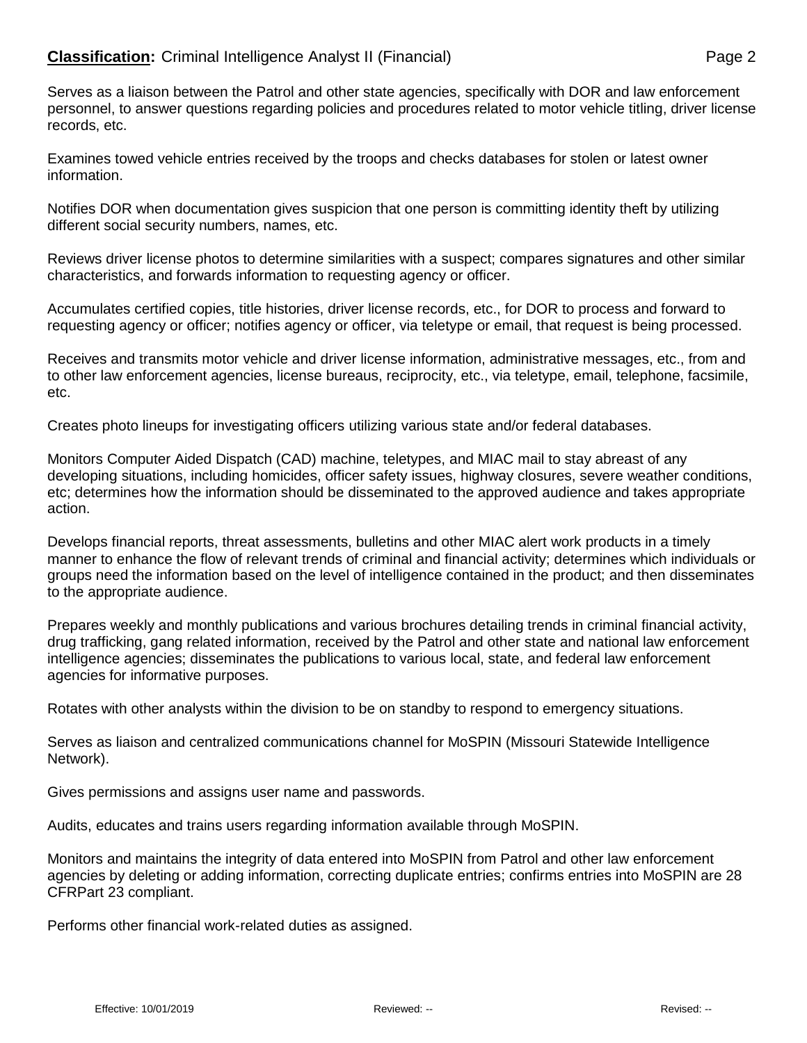Serves as a liaison between the Patrol and other state agencies, specifically with DOR and law enforcement personnel, to answer questions regarding policies and procedures related to motor vehicle titling, driver license records, etc.

Examines towed vehicle entries received by the troops and checks databases for stolen or latest owner information.

Notifies DOR when documentation gives suspicion that one person is committing identity theft by utilizing different social security numbers, names, etc.

Reviews driver license photos to determine similarities with a suspect; compares signatures and other similar characteristics, and forwards information to requesting agency or officer.

Accumulates certified copies, title histories, driver license records, etc., for DOR to process and forward to requesting agency or officer; notifies agency or officer, via teletype or email, that request is being processed.

Receives and transmits motor vehicle and driver license information, administrative messages, etc., from and to other law enforcement agencies, license bureaus, reciprocity, etc., via teletype, email, telephone, facsimile, etc.

Creates photo lineups for investigating officers utilizing various state and/or federal databases.

Monitors Computer Aided Dispatch (CAD) machine, teletypes, and MIAC mail to stay abreast of any developing situations, including homicides, officer safety issues, highway closures, severe weather conditions, etc; determines how the information should be disseminated to the approved audience and takes appropriate action.

Develops financial reports, threat assessments, bulletins and other MIAC alert work products in a timely manner to enhance the flow of relevant trends of criminal and financial activity; determines which individuals or groups need the information based on the level of intelligence contained in the product; and then disseminates to the appropriate audience.

Prepares weekly and monthly publications and various brochures detailing trends in criminal financial activity, drug trafficking, gang related information, received by the Patrol and other state and national law enforcement intelligence agencies; disseminates the publications to various local, state, and federal law enforcement agencies for informative purposes.

Rotates with other analysts within the division to be on standby to respond to emergency situations.

Serves as liaison and centralized communications channel for MoSPIN (Missouri Statewide Intelligence Network).

Gives permissions and assigns user name and passwords.

Audits, educates and trains users regarding information available through MoSPIN.

Monitors and maintains the integrity of data entered into MoSPIN from Patrol and other law enforcement agencies by deleting or adding information, correcting duplicate entries; confirms entries into MoSPIN are 28 CFRPart 23 compliant.

Performs other financial work-related duties as assigned.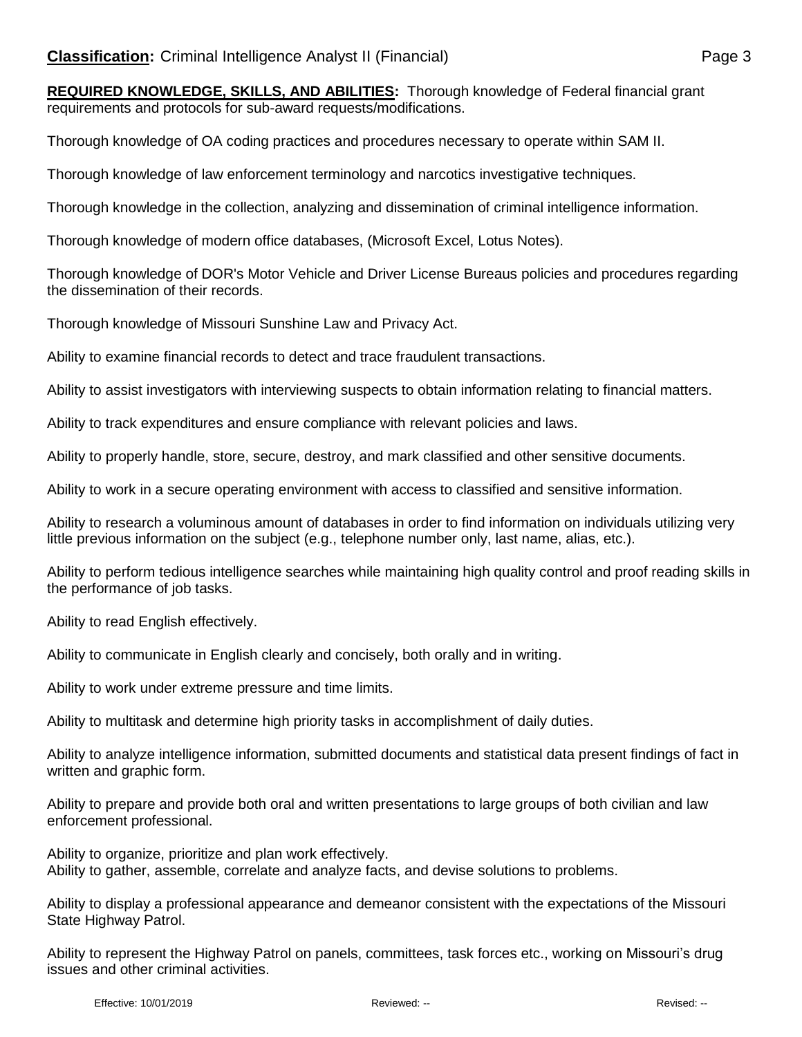**Classification:** Criminal Intelligence Analyst II (Financial)

**REQUIRED KNOWLEDGE, SKILLS, AND ABILITIES:** Thorough knowledge of Federal financial grant requirements and protocols for sub-award requests/modifications.

Thorough knowledge of OA coding practices and procedures necessary to operate within SAM II.

Thorough knowledge of law enforcement terminology and narcotics investigative techniques.

Thorough knowledge in the collection, analyzing and dissemination of criminal intelligence information.

Thorough knowledge of modern office databases, (Microsoft Excel, Lotus Notes).

Thorough knowledge of DOR's Motor Vehicle and Driver License Bureaus policies and procedures regarding the dissemination of their records.

Thorough knowledge of Missouri Sunshine Law and Privacy Act.

Ability to examine financial records to detect and trace fraudulent transactions.

Ability to assist investigators with interviewing suspects to obtain information relating to financial matters.

Ability to track expenditures and ensure compliance with relevant policies and laws.

Ability to properly handle, store, secure, destroy, and mark classified and other sensitive documents.

Ability to work in a secure operating environment with access to classified and sensitive information.

Ability to research a voluminous amount of databases in order to find information on individuals utilizing very little previous information on the subject (e.g., telephone number only, last name, alias, etc.).

Ability to perform tedious intelligence searches while maintaining high quality control and proof reading skills in the performance of job tasks.

Ability to read English effectively.

Ability to communicate in English clearly and concisely, both orally and in writing.

Ability to work under extreme pressure and time limits.

Ability to multitask and determine high priority tasks in accomplishment of daily duties.

Ability to analyze intelligence information, submitted documents and statistical data present findings of fact in written and graphic form.

Ability to prepare and provide both oral and written presentations to large groups of both civilian and law enforcement professional.

Ability to organize, prioritize and plan work effectively.
Ability to gather, assemble, correlate and analyze facts, and devise solutions to problems.

Ability to display a professional appearance and demeanor consistent with the expectations of the Missouri State Highway Patrol.

Ability to represent the Highway Patrol on panels, committees, task forces etc., working on Missouri's drug issues and other criminal activities.

Effective: 10/01/2019 Reviewed: -- Revised: --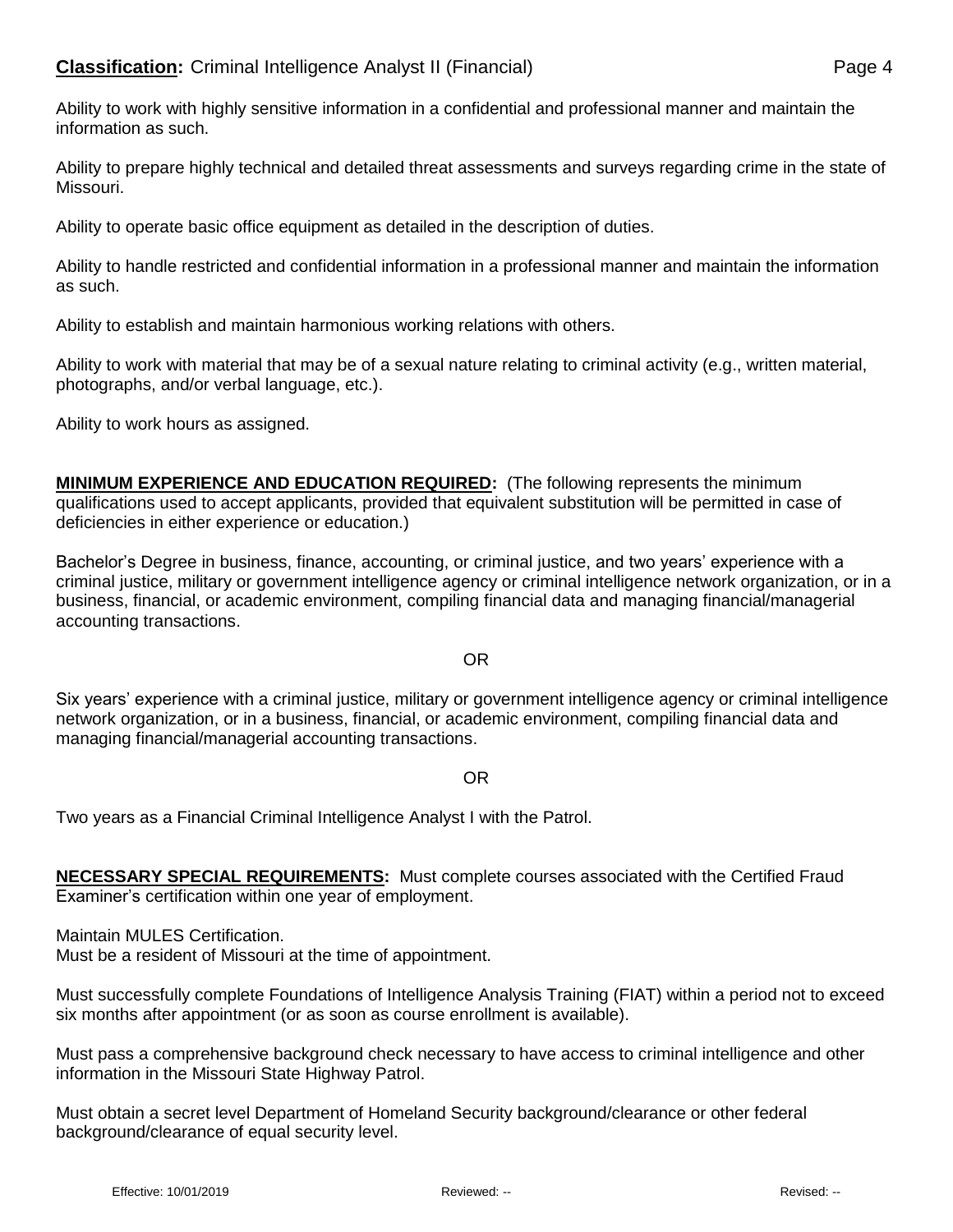Ability to work with highly sensitive information in a confidential and professional manner and maintain the information as such.

Ability to prepare highly technical and detailed threat assessments and surveys regarding crime in the state of Missouri.

Ability to operate basic office equipment as detailed in the description of duties.

Ability to handle restricted and confidential information in a professional manner and maintain the information as such.

Ability to establish and maintain harmonious working relations with others.

Ability to work with material that may be of a sexual nature relating to criminal activity (e.g., written material, photographs, and/or verbal language, etc.).

Ability to work hours as assigned.

**MINIMUM EXPERIENCE AND EDUCATION REQUIRED:** (The following represents the minimum qualifications used to accept applicants, provided that equivalent substitution will be permitted in case of deficiencies in either experience or education.)

Bachelor's Degree in business, finance, accounting, or criminal justice, and two years' experience with a criminal justice, military or government intelligence agency or criminal intelligence network organization, or in a business, financial, or academic environment, compiling financial data and managing financial/managerial accounting transactions.

OR

Six years' experience with a criminal justice, military or government intelligence agency or criminal intelligence network organization, or in a business, financial, or academic environment, compiling financial data and managing financial/managerial accounting transactions.

OR

Two years as a Financial Criminal Intelligence Analyst I with the Patrol.

**NECESSARY SPECIAL REQUIREMENTS:** Must complete courses associated with the Certified Fraud Examiner's certification within one year of employment.

Maintain MULES Certification.
Must be a resident of Missouri at the time of appointment.

Must successfully complete Foundations of Intelligence Analysis Training (FIAT) within a period not to exceed six months after appointment (or as soon as course enrollment is available).

Must pass a comprehensive background check necessary to have access to criminal intelligence and other information in the Missouri State Highway Patrol.

Must obtain a secret level Department of Homeland Security background/clearance or other federal background/clearance of equal security level.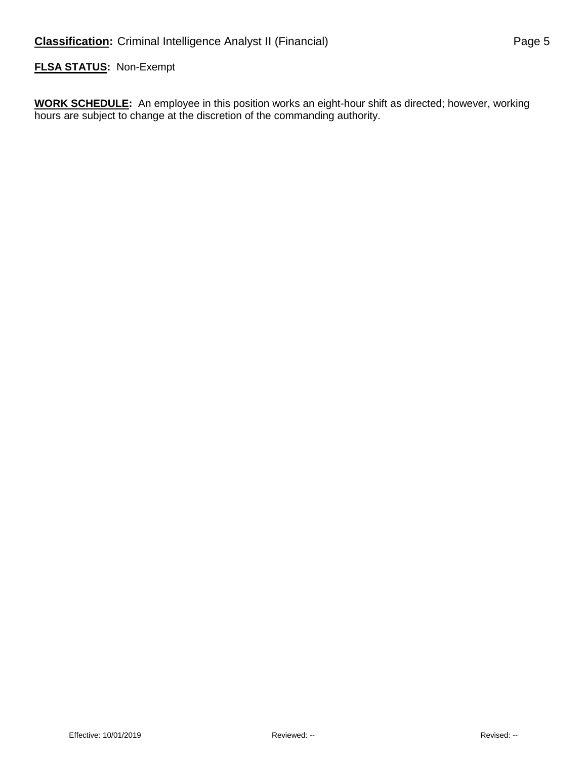**FLSA STATUS:** Non-Exempt

**WORK SCHEDULE:** An employee in this position works an eight-hour shift as directed; however, working hours are subject to change at the discretion of the commanding authority.